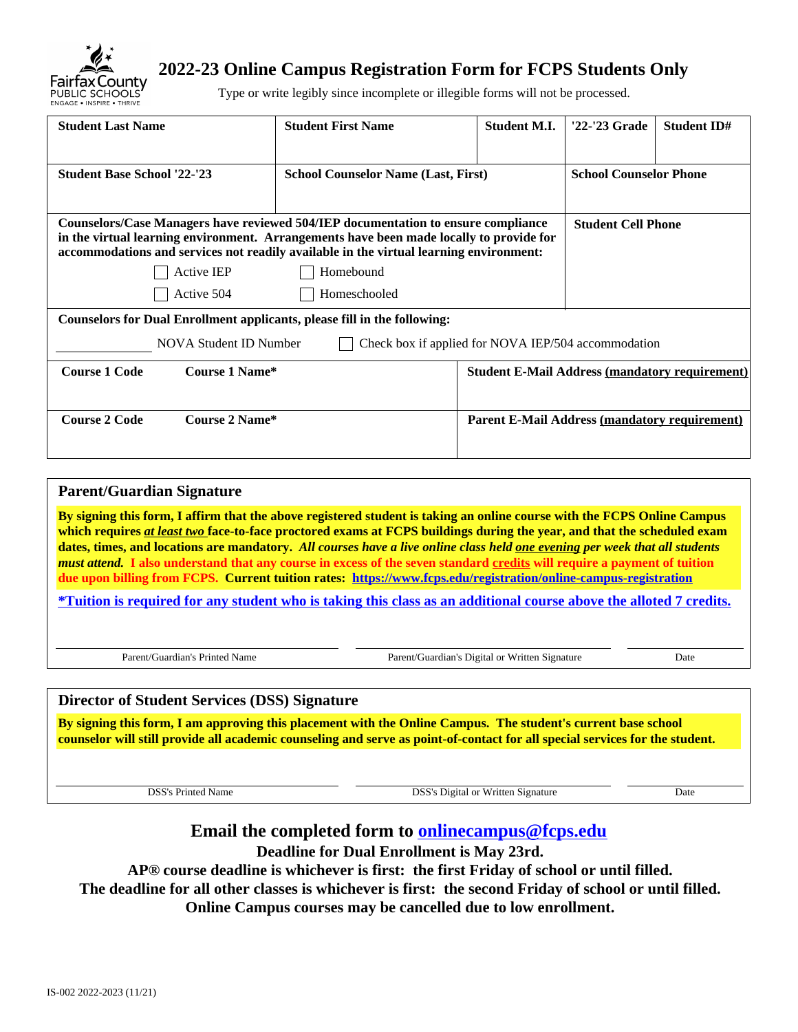Fairfax County PUBLIC SCHOOLS
ENGAGE • INSPIRE • THRIVE

# 2022-23 Online Campus Registration Form for FCPS Students Only

Type or write legibly since incomplete or illegible forms will not be processed.

| Student Last Name | Student First Name | Student M.I. | '22-'23 Grade | Student ID# |
|---|---|---|---|---|
| | | | | |

| Student Base School '22-'23 | School Counselor Name (Last, First) | School Counselor Phone |
|---|---|---|
| | | |

**Counselors/Case Managers have reviewed 504/IEP documentation to ensure compliance in the virtual learning environment. Arrangements have been made locally to provide for accommodations and services not readily available in the virtual learning environment:**

- ☐ Active IEP
- ☐ Homebound
- ☐ Active 504
- ☐ Homeschooled

**Student Cell Phone**

**Counselors for Dual Enrollment applicants, please fill in the following:**

________ NOVA Student ID Number ☐ Check box if applied for NOVA IEP/504 accommodation

| Course 1 Code | Course 1 Name* | Student E-Mail Address (mandatory requirement) |
|---|---|---|
| | | |
| **Course 2 Code** | **Course 2 Name*** | **Parent E-Mail Address (mandatory requirement)** |
| | | |

## Parent/Guardian Signature

**By signing this form, I affirm that the above registered student is taking an online course with the FCPS Online Campus which requires *at least two* face-to-face proctored exams at FCPS buildings during the year, and that the scheduled exam dates, times, and locations are mandatory. *All courses have a live online class held one evening per week that all students must attend.* I also understand that any course in excess of the seven standard credits will require a payment of tuition due upon billing from FCPS. Current tuition rates: https://www.fcps.edu/registration/online-campus-registration**

**\*Tuition is required for any student who is taking this class as an additional course above the alloted 7 credits.**

| Parent/Guardian's Printed Name | Parent/Guardian's Digital or Written Signature | Date |
|---|---|---|
| | | |

## Director of Student Services (DSS) Signature

**By signing this form, I am approving this placement with the Online Campus. The student's current base school counselor will still provide all academic counseling and serve as point-of-contact for all special services for the student.**

| DSS's Printed Name | DSS's Digital or Written Signature | Date |
|---|---|---|
| | | |

**Email the completed form to onlinecampus@fcps.edu**

**Deadline for Dual Enrollment is May 23rd.**

**AP® course deadline is whichever is first: the first Friday of school or until filled.**

**The deadline for all other classes is whichever is first: the second Friday of school or until filled.**

**Online Campus courses may be cancelled due to low enrollment.**

IS-002 2022-2023 (11/21)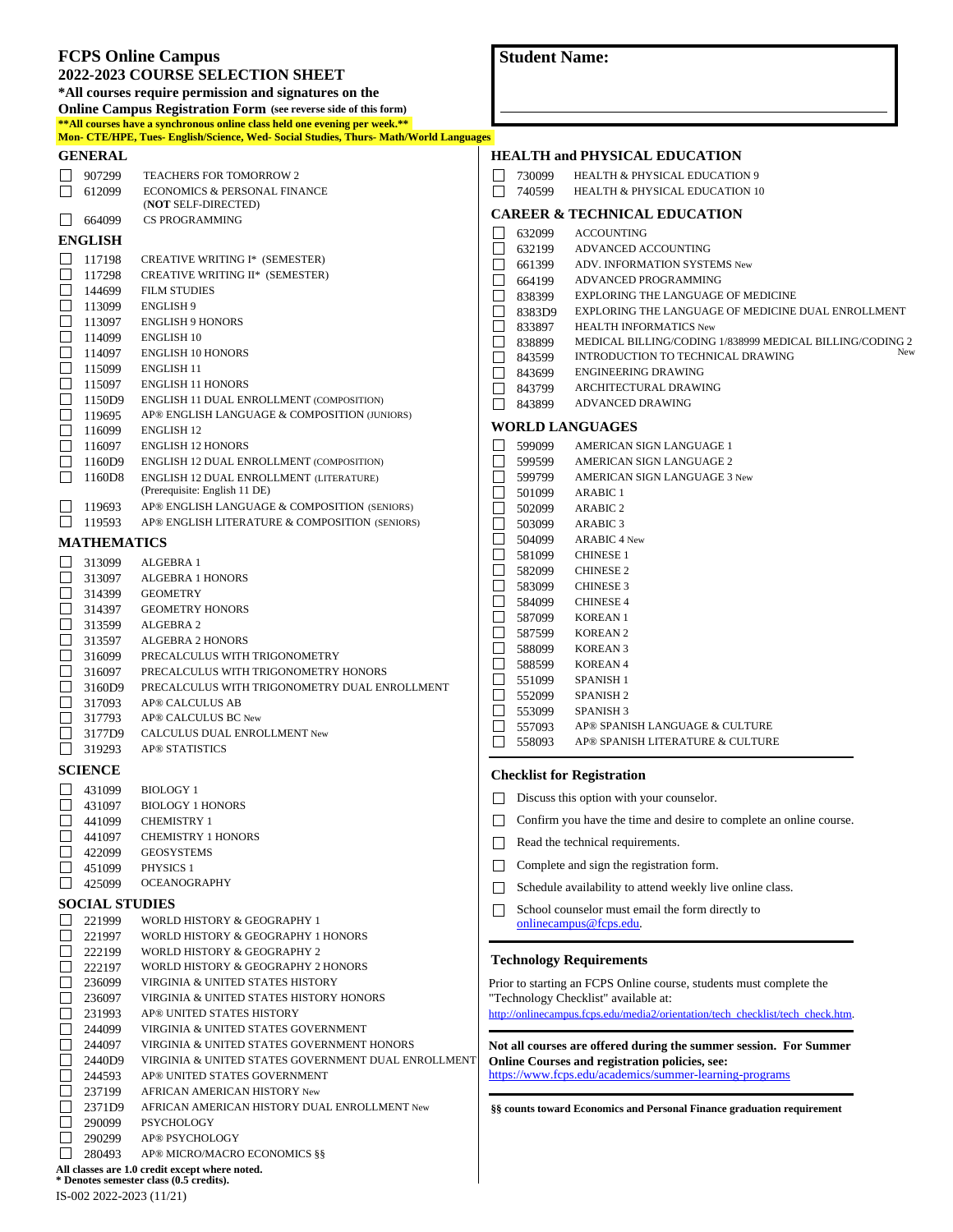# FCPS Online Campus

## 2022-2023 COURSE SELECTION SHEET

**\*All courses require permission and signatures on the Online Campus Registration Form** (see reverse side of this form)

**\*\*All courses have a synchronous online class held one evening per week.\*\***
**Mon- CTE/HPE, Tues- English/Science, Wed- Social Studies, Thurs- Math/World Languages**

**Student Name:** ______________________________

### GENERAL

- ☐ 907299 TEACHERS FOR TOMORROW 2
- ☐ 612099 ECONOMICS & PERSONAL FINANCE (**NOT** SELF-DIRECTED)
- ☐ 664099 CS PROGRAMMING

### ENGLISH

- ☐ 117198 CREATIVE WRITING I* (SEMESTER)
- ☐ 117298 CREATIVE WRITING II* (SEMESTER)
- ☐ 144699 FILM STUDIES
- ☐ 113099 ENGLISH 9
- ☐ 113097 ENGLISH 9 HONORS
- ☐ 114099 ENGLISH 10
- ☐ 114097 ENGLISH 10 HONORS
- ☐ 115099 ENGLISH 11
- ☐ 115097 ENGLISH 11 HONORS
- ☐ 1150D9 ENGLISH 11 DUAL ENROLLMENT (COMPOSITION)
- ☐ 119695 AP® ENGLISH LANGUAGE & COMPOSITION (JUNIORS)
- ☐ 116099 ENGLISH 12
- ☐ 116097 ENGLISH 12 HONORS
- ☐ 1160D9 ENGLISH 12 DUAL ENROLLMENT (COMPOSITION)
- ☐ 1160D8 ENGLISH 12 DUAL ENROLLMENT (LITERATURE) (Prerequisite: English 11 DE)
- ☐ 119693 AP® ENGLISH LANGUAGE & COMPOSITION (SENIORS)
- ☐ 119593 AP® ENGLISH LITERATURE & COMPOSITION (SENIORS)

### MATHEMATICS

- ☐ 313099 ALGEBRA 1
- ☐ 313097 ALGEBRA 1 HONORS
- ☐ 314399 GEOMETRY
- ☐ 314397 GEOMETRY HONORS
- ☐ 313599 ALGEBRA 2
- ☐ 313597 ALGEBRA 2 HONORS
- ☐ 316099 PRECALCULUS WITH TRIGONOMETRY
- ☐ 316097 PRECALCULUS WITH TRIGONOMETRY HONORS
- ☐ 3160D9 PRECALCULUS WITH TRIGONOMETRY DUAL ENROLLMENT
- ☐ 317093 AP® CALCULUS AB
- ☐ 317793 AP® CALCULUS BC New
- ☐ 3177D9 CALCULUS DUAL ENROLLMENT New
- ☐ 319293 AP® STATISTICS

### SCIENCE

- ☐ 431099 BIOLOGY 1
- ☐ 431097 BIOLOGY 1 HONORS
- ☐ 441099 CHEMISTRY 1
- ☐ 441097 CHEMISTRY 1 HONORS
- ☐ 422099 GEOSYSTEMS
- ☐ 451099 PHYSICS 1
- ☐ 425099 OCEANOGRAPHY

### SOCIAL STUDIES

- ☐ 221999 WORLD HISTORY & GEOGRAPHY 1
- ☐ 221997 WORLD HISTORY & GEOGRAPHY 1 HONORS
- ☐ 222199 WORLD HISTORY & GEOGRAPHY 2
- ☐ 222197 WORLD HISTORY & GEOGRAPHY 2 HONORS
- ☐ 236099 VIRGINIA & UNITED STATES HISTORY
- ☐ 236097 VIRGINIA & UNITED STATES HISTORY HONORS
- ☐ 231993 AP® UNITED STATES HISTORY
- ☐ 244099 VIRGINIA & UNITED STATES GOVERNMENT
- ☐ 244097 VIRGINIA & UNITED STATES GOVERNMENT HONORS
- ☐ 2440D9 VIRGINIA & UNITED STATES GOVERNMENT DUAL ENROLLMENT
- ☐ 244593 AP® UNITED STATES GOVERNMENT
- ☐ 237199 AFRICAN AMERICAN HISTORY New
- ☐ 2371D9 AFRICAN AMERICAN HISTORY DUAL ENROLLMENT New
- ☐ 290099 PSYCHOLOGY
- ☐ 290299 AP® PSYCHOLOGY
- ☐ 280493 AP® MICRO/MACRO ECONOMICS §§

**All classes are 1.0 credit except where noted.**
**\* Denotes semester class (0.5 credits).**

### HEALTH and PHYSICAL EDUCATION

- ☐ 730099 HEALTH & PHYSICAL EDUCATION 9
- ☐ 740599 HEALTH & PHYSICAL EDUCATION 10

### CAREER & TECHNICAL EDUCATION

- ☐ 632099 ACCOUNTING
- ☐ 632199 ADVANCED ACCOUNTING
- ☐ 661399 ADV. INFORMATION SYSTEMS New
- ☐ 664199 ADVANCED PROGRAMMING
- ☐ 838399 EXPLORING THE LANGUAGE OF MEDICINE
- ☐ 8383D9 EXPLORING THE LANGUAGE OF MEDICINE DUAL ENROLLMENT
- ☐ 833897 HEALTH INFORMATICS New
- ☐ 838899 MEDICAL BILLING/CODING 1/838999 MEDICAL BILLING/CODING 2 New
- ☐ 843599 INTRODUCTION TO TECHNICAL DRAWING
- ☐ 843699 ENGINEERING DRAWING
- ☐ 843799 ARCHITECTURAL DRAWING
- ☐ 843899 ADVANCED DRAWING

### WORLD LANGUAGES

- ☐ 599099 AMERICAN SIGN LANGUAGE 1
- ☐ 599599 AMERICAN SIGN LANGUAGE 2
- ☐ 599799 AMERICAN SIGN LANGUAGE 3 New
- ☐ 501099 ARABIC 1
- ☐ 502099 ARABIC 2
- ☐ 503099 ARABIC 3
- ☐ 504099 ARABIC 4 New
- ☐ 581099 CHINESE 1
- ☐ 582099 CHINESE 2
- ☐ 583099 CHINESE 3
- ☐ 584099 CHINESE 4
- ☐ 587099 KOREAN 1
- ☐ 587599 KOREAN 2
- ☐ 588099 KOREAN 3
- ☐ 588599 KOREAN 4
- ☐ 551099 SPANISH 1
- ☐ 552099 SPANISH 2
- ☐ 553099 SPANISH 3
- ☐ 557093 AP® SPANISH LANGUAGE & CULTURE
- ☐ 558093 AP® SPANISH LITERATURE & CULTURE

### Checklist for Registration

- ☐ Discuss this option with your counselor.
- ☐ Confirm you have the time and desire to complete an online course.
- ☐ Read the technical requirements.
- ☐ Complete and sign the registration form.
- ☐ Schedule availability to attend weekly live online class.
- ☐ School counselor must email the form directly to onlinecampus@fcps.edu.

### Technology Requirements

Prior to starting an FCPS Online course, students must complete the "Technology Checklist" available at: http://onlinecampus.fcps.edu/media2/orientation/tech_checklist/tech_check.htm.

**Not all courses are offered during the summer session. For Summer Online Courses and registration policies, see:** https://www.fcps.edu/academics/summer-learning-programs

**§§ counts toward Economics and Personal Finance graduation requirement**

IS-002 2022-2023 (11/21)